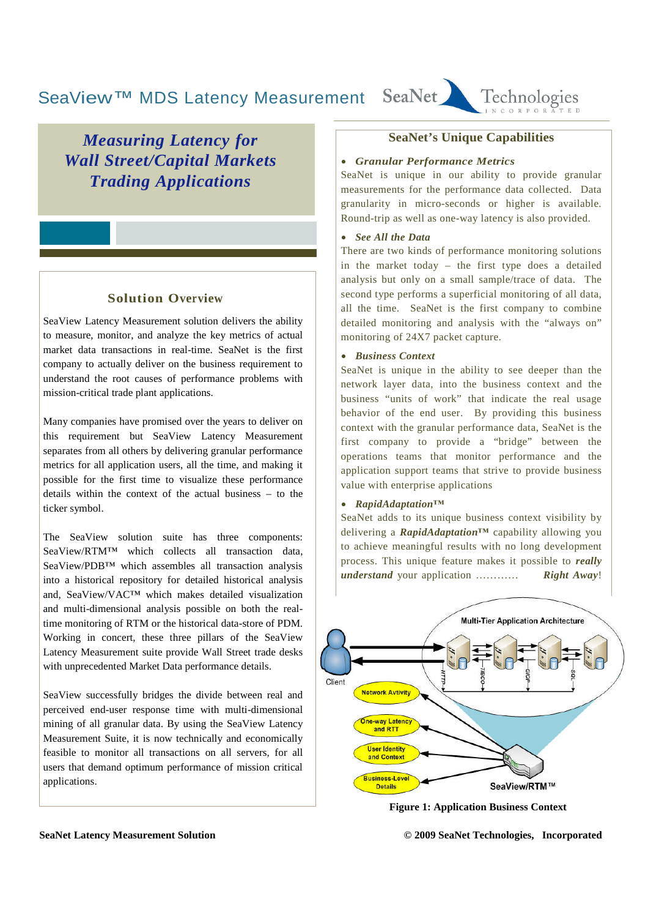# SeaView™ MDS Latency Measurement

## *Measuring Latency for Wall Street/Capital Markets Trading Applications*

### Solution Overview

SeaView Latency Measurement solution delivers the ability to measure, monitor, and analyze the key metrics of actual market data transactions in real-time. SeaNet is the first company to actually deliver on the business requirement to understand the root causes of performance problems with mission-critical trade plant applications.

Many companies have promised over the years to deliver on this requirement but SeaView Latency Measurement separates from all others by delivering granular performance metrics for all application users, all the time, and making it possible for the first time to visualize these performance details within the context of the actual business – to the ticker symbol.

The SeaView solution suite has three components: SeaView/RTM™ which collects all transaction data, SeaView/PDB™ which assembles all transaction analysis into a historical repository for detailed historical analysis and, SeaView/VAC™ which makes detailed visualization and multi-dimensional analysis possible on both the real-time monitoring of RTM or the historical data-store of PDM. Working in concert, these three pillars of the SeaView Latency Measurement suite provide Wall Street trade desks with unprecedented Market Data performance details.

SeaView successfully bridges the divide between real and perceived end-user response time with multi-dimensional mining of all granular data. By using the SeaView Latency Measurement Suite, it is now technically and economically feasible to monitor all transactions on all servers, for all users that demand optimum performance of mission critical applications.

### SeaNet's Unique Capabilities

- ***Granular Performance Metrics***

SeaNet is unique in our ability to provide granular measurements for the performance data collected. Data granularity in micro-seconds or higher is available. Round-trip as well as one-way latency is also provided.

- ***See All the Data***

There are two kinds of performance monitoring solutions in the market today – the first type does a detailed analysis but only on a small sample/trace of data. The second type performs a superficial monitoring of all data, all the time. SeaNet is the first company to combine detailed monitoring and analysis with the "always on" monitoring of 24X7 packet capture.

- ***Business Context***

SeaNet is unique in the ability to see deeper than the network layer data, into the business context and the business "units of work" that indicate the real usage behavior of the end user. By providing this business context with the granular performance data, SeaNet is the first company to provide a "bridge" between the operations teams that monitor performance and the application support teams that strive to provide business value with enterprise applications

- ***RapidAdaptation™***

SeaNet adds to its unique business context visibility by delivering a ***RapidAdaptation™*** capability allowing you to achieve meaningful results with no long development process. This unique feature makes it possible to ***really understand*** your application ………… ***Right Away***!

Multi-Tier Application Architecture

Client — HTTP — TIBCO — GIOP — SQL

Network Activity · One-way Latency and RTT · User Identity and Context · Business-Level Details · SeaView/RTM™

**Figure 1: Application Business Context**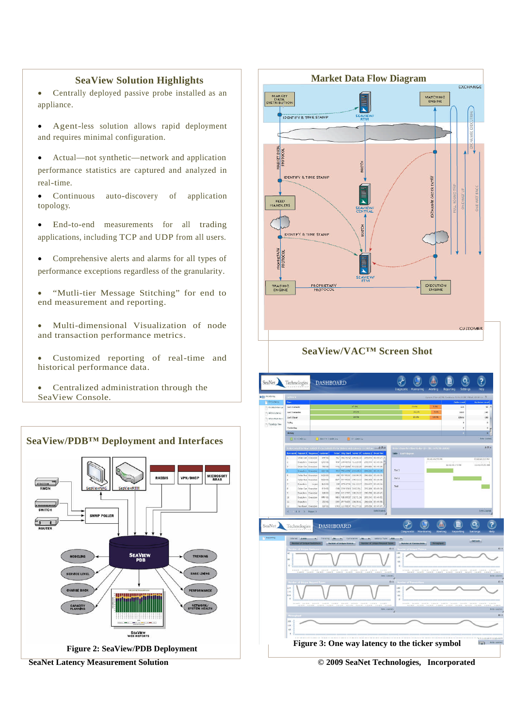## SeaView Solution Highlights

- Centrally deployed passive probe installed as an appliance.
- Agent-less solution allows rapid deployment and requires minimal configuration.
- Actual—not synthetic—network and application performance statistics are captured and analyzed in real-time.
- Continuous auto-discovery of application topology.
- End-to-end measurements for all trading applications, including TCP and UDP from all users.
- Comprehensive alerts and alarms for all types of performance exceptions regardless of the granularity.
- “Mutli-tier Message Stitching” for end to end measurement and reporting.
- Multi-dimensional Visualization of node and transaction performance metrics.
- Customized reporting of real-time and historical performance data.
- Centralized administration through the SeaView Console.

## SeaView/PDB™ Deployment and Interfaces

Figure 2: SeaView/PDB Deployment

## Market Data Flow Diagram

## SeaView/VAC™ Screen Shot

Figure 3: One way latency to the ticker symbol

**SeaNet Latency Measurement Solution**

**© 2009 SeaNet Technologies, Incorporated**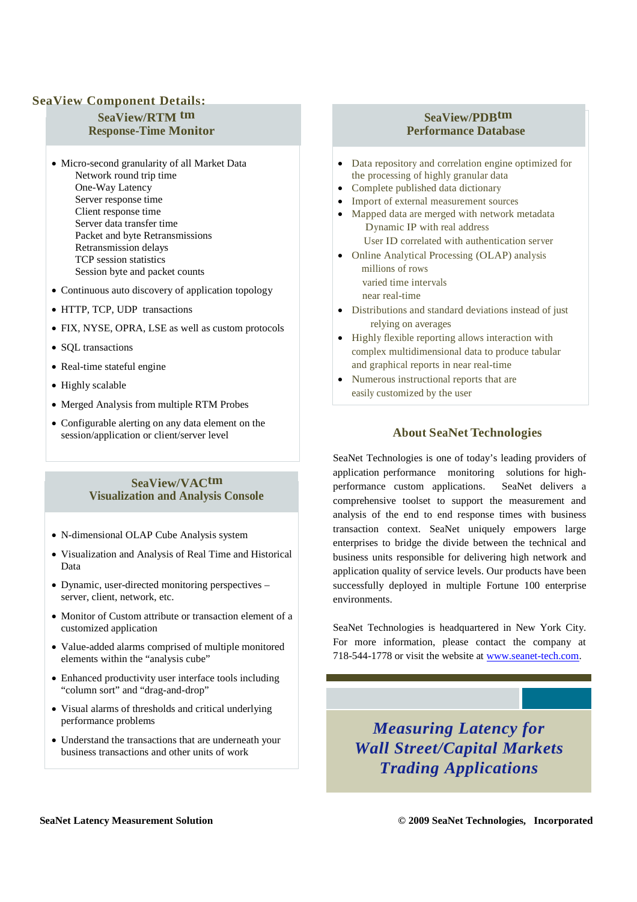## SeaView Component Details:

### SeaView/RTM tm
### Response-Time Monitor

- Micro-second granularity of all Market Data
  - Network round trip time
  - One-Way Latency
  - Server response time
  - Client response time
  - Server data transfer time
  - Packet and byte Retransmissions
  - Retransmission delays
  - TCP session statistics
  - Session byte and packet counts
- Continuous auto discovery of application topology
- HTTP, TCP, UDP transactions
- FIX, NYSE, OPRA, LSE as well as custom protocols
- SQL transactions
- Real-time stateful engine
- Highly scalable
- Merged Analysis from multiple RTM Probes
- Configurable alerting on any data element on the session/application or client/server level

### SeaView/VACtm
### Visualization and Analysis Console

- N-dimensional OLAP Cube Analysis system
- Visualization and Analysis of Real Time and Historical Data
- Dynamic, user-directed monitoring perspectives – server, client, network, etc.
- Monitor of Custom attribute or transaction element of a customized application
- Value-added alarms comprised of multiple monitored elements within the "analysis cube"
- Enhanced productivity user interface tools including "column sort" and "drag-and-drop"
- Visual alarms of thresholds and critical underlying performance problems
- Understand the transactions that are underneath your business transactions and other units of work

### SeaView/PDBtm
### Performance Database

- Data repository and correlation engine optimized for the processing of highly granular data
- Complete published data dictionary
- Import of external measurement sources
- Mapped data are merged with network metadata
  - Dynamic IP with real address
  - User ID correlated with authentication server
- Online Analytical Processing (OLAP) analysis
  - millions of rows
  - varied time intervals
  - near real-time
- Distributions and standard deviations instead of just relying on averages
- Highly flexible reporting allows interaction with complex multidimensional data to produce tabular and graphical reports in near real-time
- Numerous instructional reports that are easily customized by the user

### About SeaNet Technologies

SeaNet Technologies is one of today's leading providers of application performance monitoring solutions for high-performance custom applications. SeaNet delivers a comprehensive toolset to support the measurement and analysis of the end to end response times with business transaction context. SeaNet uniquely empowers large enterprises to bridge the divide between the technical and business units responsible for delivering high network and application quality of service levels. Our products have been successfully deployed in multiple Fortune 100 enterprise environments.

SeaNet Technologies is headquartered in New York City. For more information, please contact the company at 718-544-1778 or visit the website at www.seanet-tech.com.

***Measuring Latency for Wall Street/Capital Markets Trading Applications***

**SeaNet Latency Measurement Solution**

**© 2009 SeaNet Technologies, Incorporated**